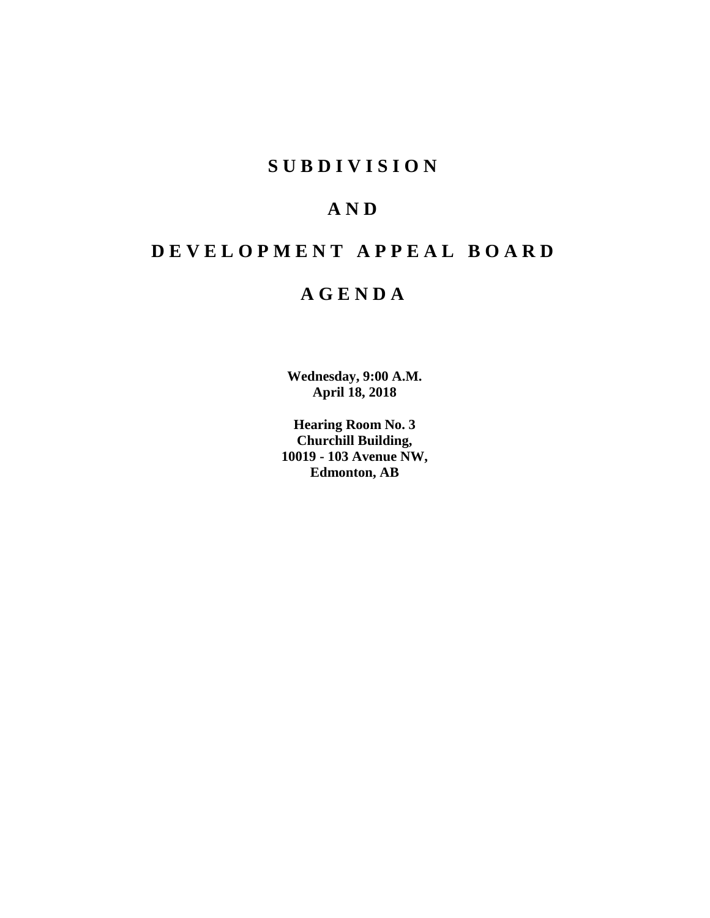# S U B D I V I S I O N

# A N D

# D E V E L O P M E N T   A P P E A L   B O A R D

# A G E N D A

**Wednesday, 9:00 A.M.**
**April 18, 2018**

**Hearing Room No. 3**
**Churchill Building,**
**10019 - 103 Avenue NW,**
**Edmonton, AB**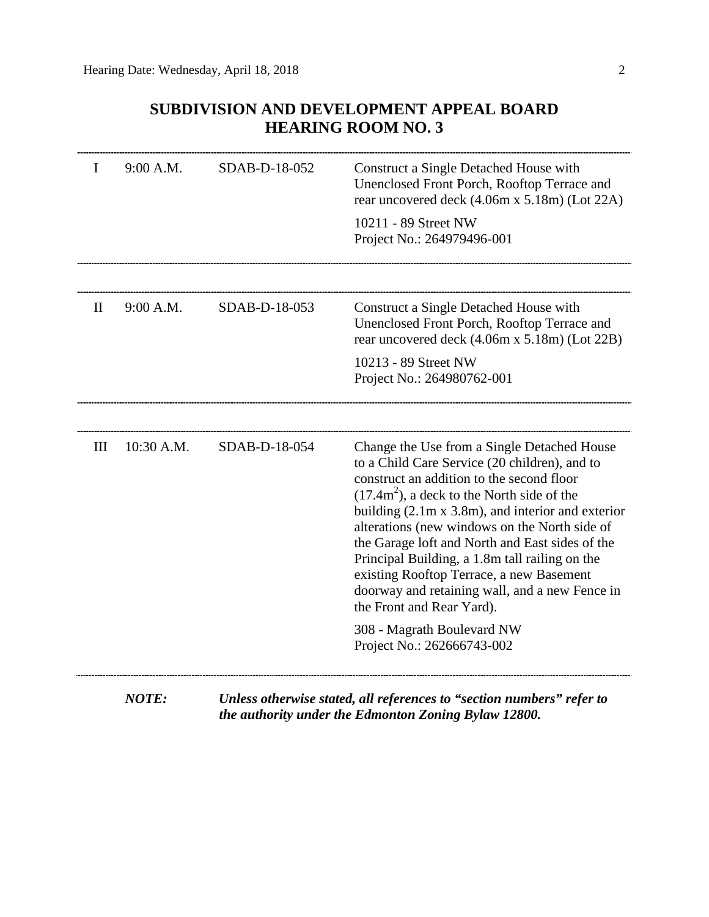## SUBDIVISION AND DEVELOPMENT APPEAL BOARD
## HEARING ROOM NO. 3

| | | | |
|---|---|---|---|
| I | 9:00 A.M. | SDAB-D-18-052 | Construct a Single Detached House with Unenclosed Front Porch, Rooftop Terrace and rear uncovered deck (4.06m x 5.18m) (Lot 22A)<br><br>10211 - 89 Street NW<br>Project No.: 264979496-001 |
| II | 9:00 A.M. | SDAB-D-18-053 | Construct a Single Detached House with Unenclosed Front Porch, Rooftop Terrace and rear uncovered deck (4.06m x 5.18m) (Lot 22B)<br><br>10213 - 89 Street NW<br>Project No.: 264980762-001 |
| III | 10:30 A.M. | SDAB-D-18-054 | Change the Use from a Single Detached House to a Child Care Service (20 children), and to construct an addition to the second floor ($17.4m^2$), a deck to the North side of the building (2.1m x 3.8m), and interior and exterior alterations (new windows on the North side of the Garage loft and North and East sides of the Principal Building, a 1.8m tall railing on the existing Rooftop Terrace, a new Basement doorway and retaining wall, and a new Fence in the Front and Rear Yard).<br><br>308 - Magrath Boulevard NW<br>Project No.: 262666743-002 |

***NOTE:*** ***Unless otherwise stated, all references to "section numbers" refer to the authority under the Edmonton Zoning Bylaw 12800.***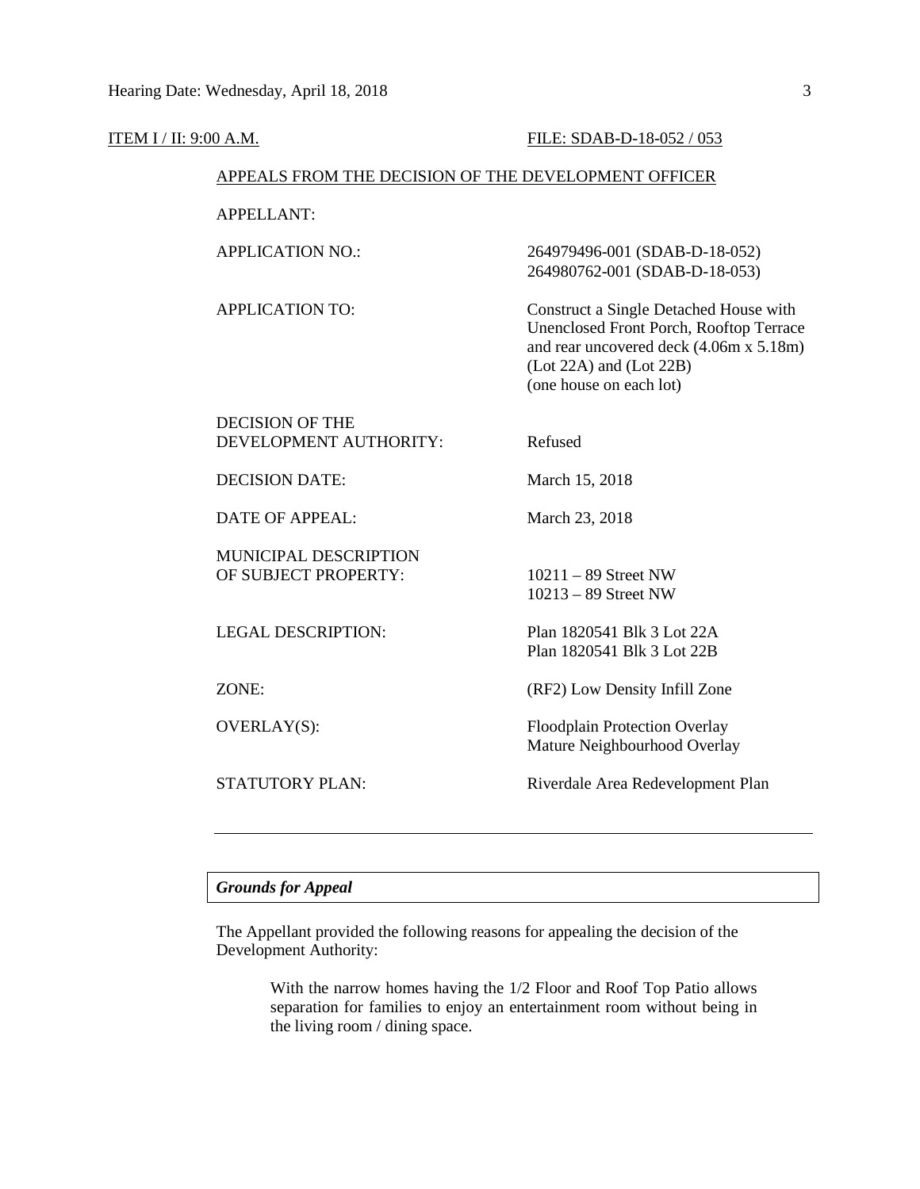ITEM I / II: 9:00 A.M. FILE: SDAB-D-18-052 / 053

APPEALS FROM THE DECISION OF THE DEVELOPMENT OFFICER

| | |
|---|---|
| APPELLANT: | |
| APPLICATION NO.: | 264979496-001 (SDAB-D-18-052)<br>264980762-001 (SDAB-D-18-053) |
| APPLICATION TO: | Construct a Single Detached House with Unenclosed Front Porch, Rooftop Terrace and rear uncovered deck (4.06m x 5.18m) (Lot 22A) and (Lot 22B) (one house on each lot) |
| DECISION OF THE DEVELOPMENT AUTHORITY: | Refused |
| DECISION DATE: | March 15, 2018 |
| DATE OF APPEAL: | March 23, 2018 |
| MUNICIPAL DESCRIPTION OF SUBJECT PROPERTY: | 10211 – 89 Street NW<br>10213 – 89 Street NW |
| LEGAL DESCRIPTION: | Plan 1820541 Blk 3 Lot 22A<br>Plan 1820541 Blk 3 Lot 22B |
| ZONE: | (RF2) Low Density Infill Zone |
| OVERLAY(S): | Floodplain Protection Overlay<br>Mature Neighbourhood Overlay |
| STATUTORY PLAN: | Riverdale Area Redevelopment Plan |

---

***Grounds for Appeal***

The Appellant provided the following reasons for appealing the decision of the Development Authority:

> With the narrow homes having the 1/2 Floor and Roof Top Patio allows separation for families to enjoy an entertainment room without being in the living room / dining space.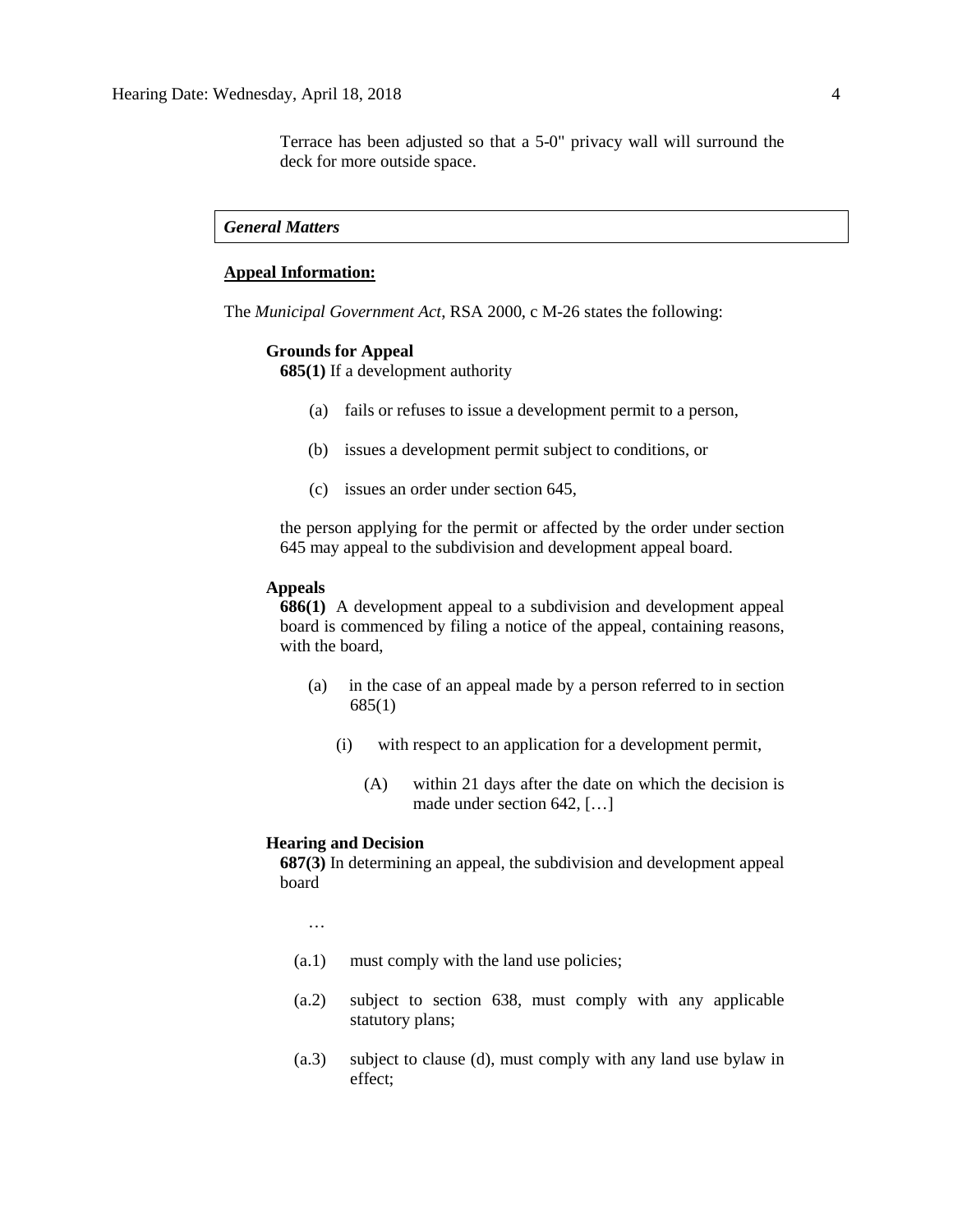Terrace has been adjusted so that a 5-0" privacy wall will surround the deck for more outside space.

### *General Matters*

**Appeal Information:**

The *Municipal Government Act*, RSA 2000, c M-26 states the following:

**Grounds for Appeal**

**685(1)** If a development authority

- (a) fails or refuses to issue a development permit to a person,
- (b) issues a development permit subject to conditions, or
- (c) issues an order under section 645,

the person applying for the permit or affected by the order under section 645 may appeal to the subdivision and development appeal board.

**Appeals**

**686(1)** A development appeal to a subdivision and development appeal board is commenced by filing a notice of the appeal, containing reasons, with the board,

- (a) in the case of an appeal made by a person referred to in section 685(1)
  - (i) with respect to an application for a development permit,
    - (A) within 21 days after the date on which the decision is made under section 642, […]

**Hearing and Decision**

**687(3)** In determining an appeal, the subdivision and development appeal board

…

- (a.1) must comply with the land use policies;
- (a.2) subject to section 638, must comply with any applicable statutory plans;
- (a.3) subject to clause (d), must comply with any land use bylaw in effect;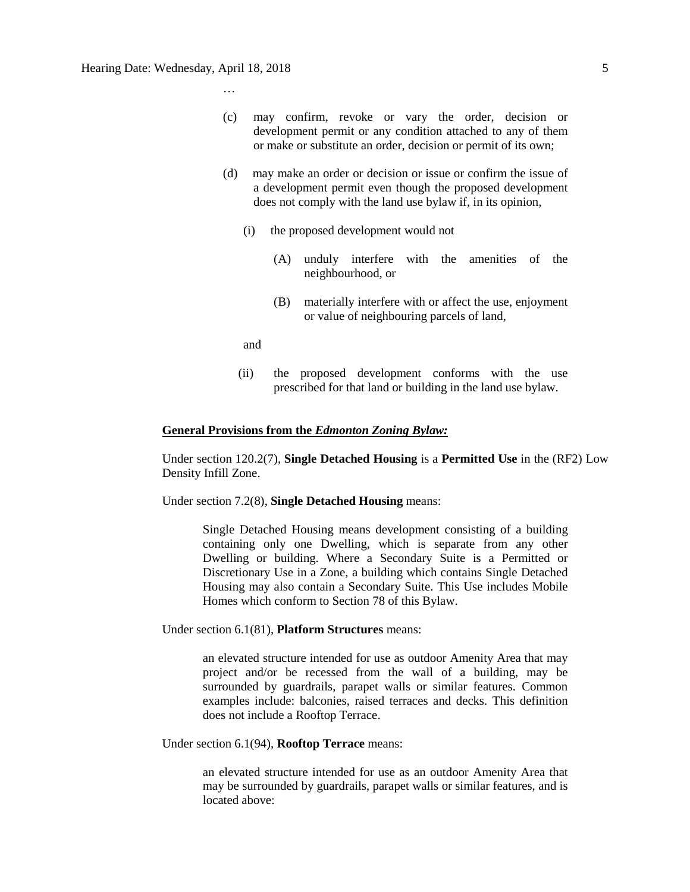…

> (c) may confirm, revoke or vary the order, decision or development permit or any condition attached to any of them or make or substitute an order, decision or permit of its own;
>
> (d) may make an order or decision or issue or confirm the issue of a development permit even though the proposed development does not comply with the land use bylaw if, in its opinion,
>
> (i) the proposed development would not
>
> (A) unduly interfere with the amenities of the neighbourhood, or
>
> (B) materially interfere with or affect the use, enjoyment or value of neighbouring parcels of land,
>
> and
>
> (ii) the proposed development conforms with the use prescribed for that land or building in the land use bylaw.

**General Provisions from the *Edmonton Zoning Bylaw:***

Under section 120.2(7), **Single Detached Housing** is a **Permitted Use** in the (RF2) Low Density Infill Zone.

Under section 7.2(8), **Single Detached Housing** means:

> Single Detached Housing means development consisting of a building containing only one Dwelling, which is separate from any other Dwelling or building. Where a Secondary Suite is a Permitted or Discretionary Use in a Zone, a building which contains Single Detached Housing may also contain a Secondary Suite. This Use includes Mobile Homes which conform to Section 78 of this Bylaw.

Under section 6.1(81), **Platform Structures** means:

> an elevated structure intended for use as outdoor Amenity Area that may project and/or be recessed from the wall of a building, may be surrounded by guardrails, parapet walls or similar features. Common examples include: balconies, raised terraces and decks. This definition does not include a Rooftop Terrace.

Under section 6.1(94), **Rooftop Terrace** means:

> an elevated structure intended for use as an outdoor Amenity Area that may be surrounded by guardrails, parapet walls or similar features, and is located above: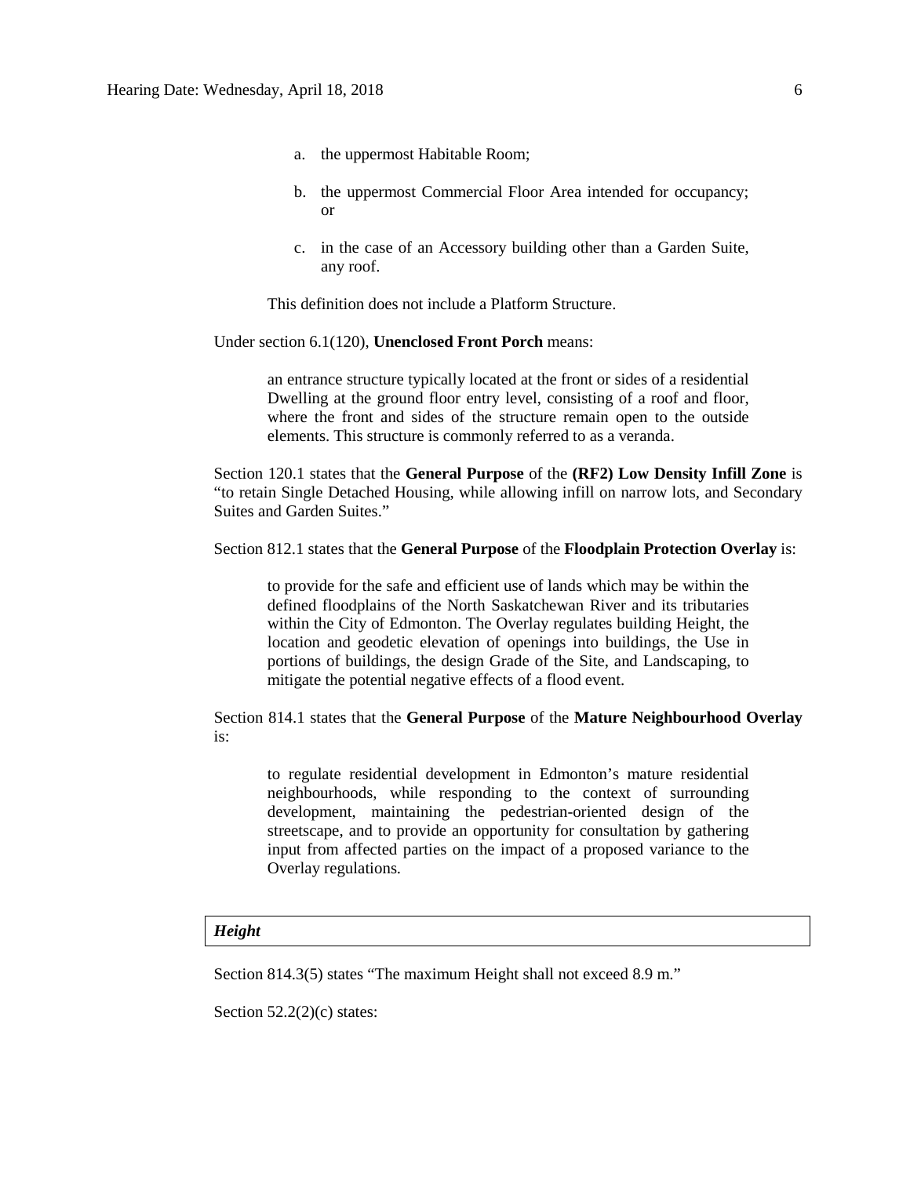a. the uppermost Habitable Room;

b. the uppermost Commercial Floor Area intended for occupancy; or

c. in the case of an Accessory building other than a Garden Suite, any roof.

This definition does not include a Platform Structure.

Under section 6.1(120), **Unenclosed Front Porch** means:

> an entrance structure typically located at the front or sides of a residential Dwelling at the ground floor entry level, consisting of a roof and floor, where the front and sides of the structure remain open to the outside elements. This structure is commonly referred to as a veranda.

Section 120.1 states that the **General Purpose** of the **(RF2) Low Density Infill Zone** is "to retain Single Detached Housing, while allowing infill on narrow lots, and Secondary Suites and Garden Suites."

Section 812.1 states that the **General Purpose** of the **Floodplain Protection Overlay** is:

> to provide for the safe and efficient use of lands which may be within the defined floodplains of the North Saskatchewan River and its tributaries within the City of Edmonton. The Overlay regulates building Height, the location and geodetic elevation of openings into buildings, the Use in portions of buildings, the design Grade of the Site, and Landscaping, to mitigate the potential negative effects of a flood event.

Section 814.1 states that the **General Purpose** of the **Mature Neighbourhood Overlay** is:

> to regulate residential development in Edmonton's mature residential neighbourhoods, while responding to the context of surrounding development, maintaining the pedestrian-oriented design of the streetscape, and to provide an opportunity for consultation by gathering input from affected parties on the impact of a proposed variance to the Overlay regulations.

***Height***

Section 814.3(5) states "The maximum Height shall not exceed 8.9 m."

Section 52.2(2)(c) states: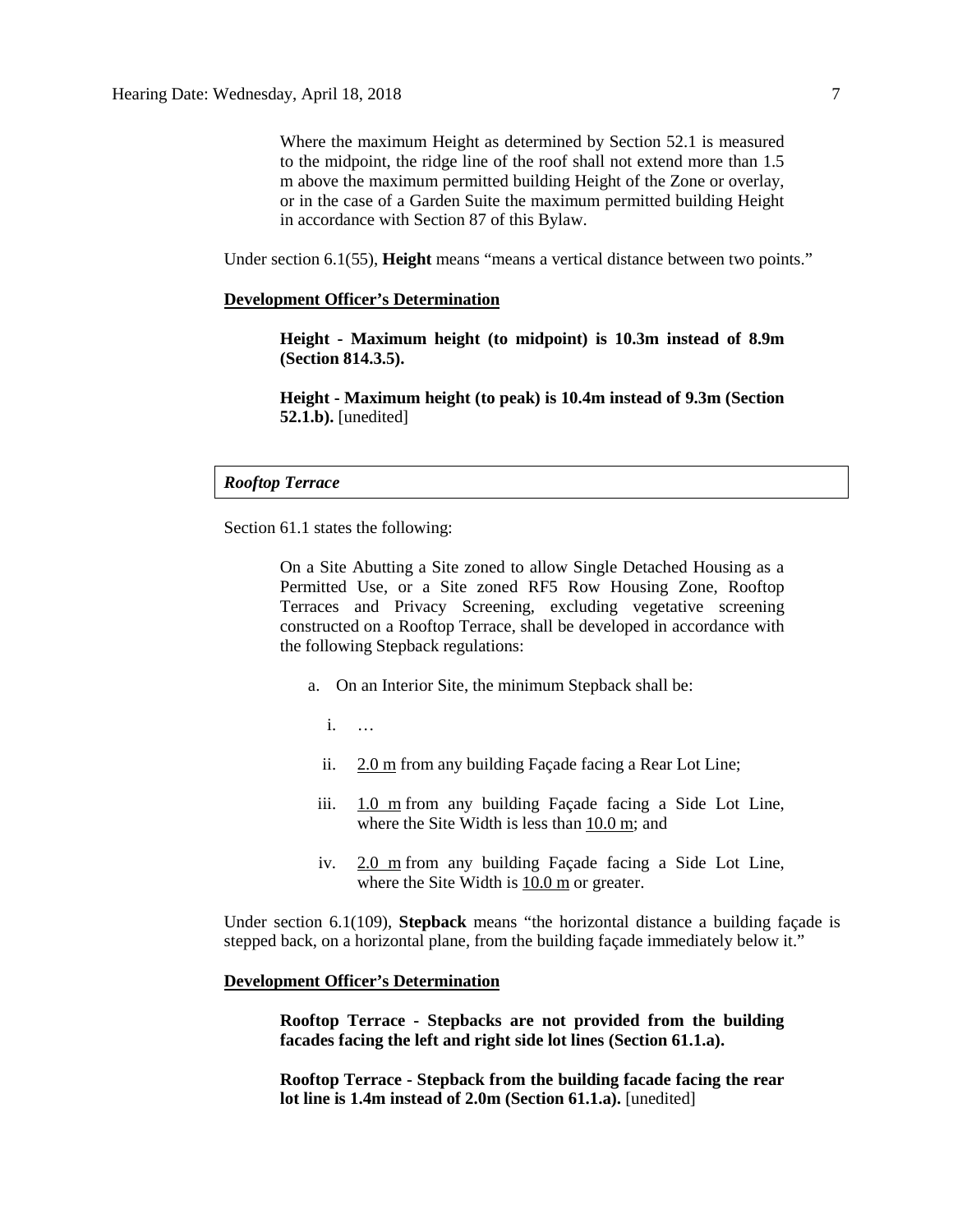> Where the maximum Height as determined by Section 52.1 is measured to the midpoint, the ridge line of the roof shall not extend more than 1.5 m above the maximum permitted building Height of the Zone or overlay, or in the case of a Garden Suite the maximum permitted building Height in accordance with Section 87 of this Bylaw.

Under section 6.1(55), **Height** means "means a vertical distance between two points."

**Development Officer's Determination**

> **Height - Maximum height (to midpoint) is 10.3m instead of 8.9m (Section 814.3.5).**
>
> **Height - Maximum height (to peak) is 10.4m instead of 9.3m (Section 52.1.b).** [unedited]

### *Rooftop Terrace*

Section 61.1 states the following:

> On a Site Abutting a Site zoned to allow Single Detached Housing as a Permitted Use, or a Site zoned RF5 Row Housing Zone, Rooftop Terraces and Privacy Screening, excluding vegetative screening constructed on a Rooftop Terrace, shall be developed in accordance with the following Stepback regulations:
>
> a. On an Interior Site, the minimum Stepback shall be:
>
> i. …
>
> ii. 2.0 m from any building Façade facing a Rear Lot Line;
>
> iii. 1.0 m from any building Façade facing a Side Lot Line, where the Site Width is less than 10.0 m; and
>
> iv. 2.0 m from any building Façade facing a Side Lot Line, where the Site Width is 10.0 m or greater.

Under section 6.1(109), **Stepback** means "the horizontal distance a building façade is stepped back, on a horizontal plane, from the building façade immediately below it."

**Development Officer's Determination**

> **Rooftop Terrace - Stepbacks are not provided from the building facades facing the left and right side lot lines (Section 61.1.a).**
>
> **Rooftop Terrace - Stepback from the building facade facing the rear lot line is 1.4m instead of 2.0m (Section 61.1.a).** [unedited]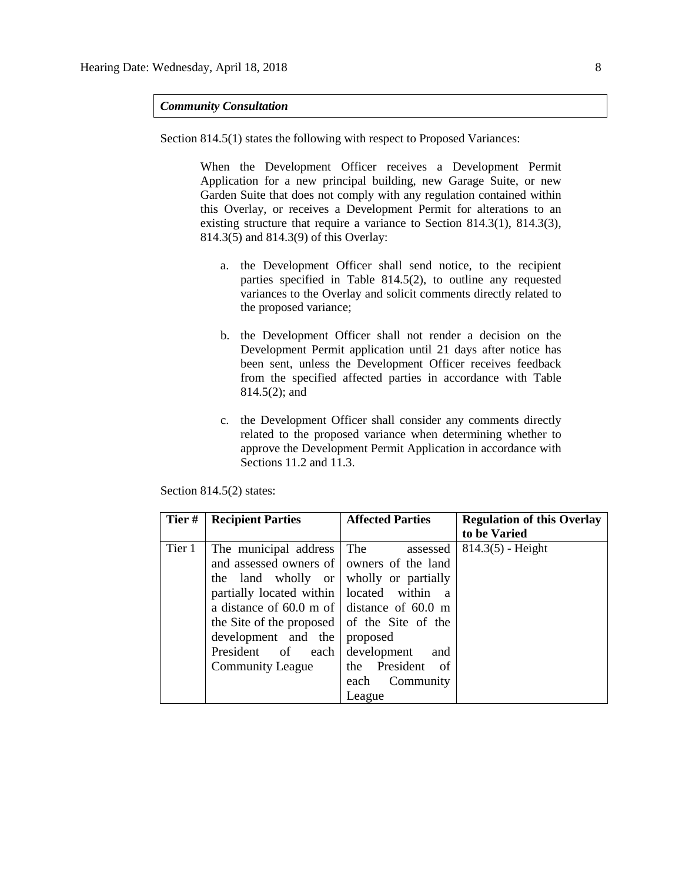***Community Consultation***

Section 814.5(1) states the following with respect to Proposed Variances:

> When the Development Officer receives a Development Permit Application for a new principal building, new Garage Suite, or new Garden Suite that does not comply with any regulation contained within this Overlay, or receives a Development Permit for alterations to an existing structure that require a variance to Section 814.3(1), 814.3(3), 814.3(5) and 814.3(9) of this Overlay:
>
> a. the Development Officer shall send notice, to the recipient parties specified in Table 814.5(2), to outline any requested variances to the Overlay and solicit comments directly related to the proposed variance;
>
> b. the Development Officer shall not render a decision on the Development Permit application until 21 days after notice has been sent, unless the Development Officer receives feedback from the specified affected parties in accordance with Table 814.5(2); and
>
> c. the Development Officer shall consider any comments directly related to the proposed variance when determining whether to approve the Development Permit Application in accordance with Sections 11.2 and 11.3.

Section 814.5(2) states:

| Tier # | Recipient Parties | Affected Parties | Regulation of this Overlay to be Varied |
|---|---|---|---|
| Tier 1 | The municipal address and assessed owners of the land wholly or partially located within a distance of 60.0 m of the Site of the proposed development and the President of each Community League | The assessed owners of the land wholly or partially located within a distance of 60.0 m of the Site of the proposed development and the President of each Community League | 814.3(5) - Height |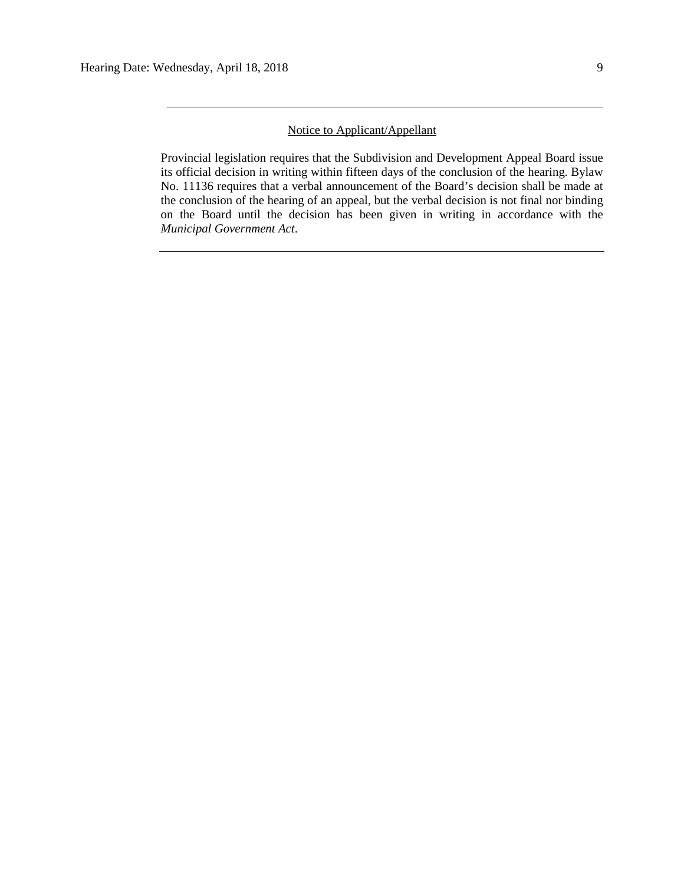---

Notice to Applicant/Appellant

Provincial legislation requires that the Subdivision and Development Appeal Board issue its official decision in writing within fifteen days of the conclusion of the hearing. Bylaw No. 11136 requires that a verbal announcement of the Board's decision shall be made at the conclusion of the hearing of an appeal, but the verbal decision is not final nor binding on the Board until the decision has been given in writing in accordance with the *Municipal Government Act*.

---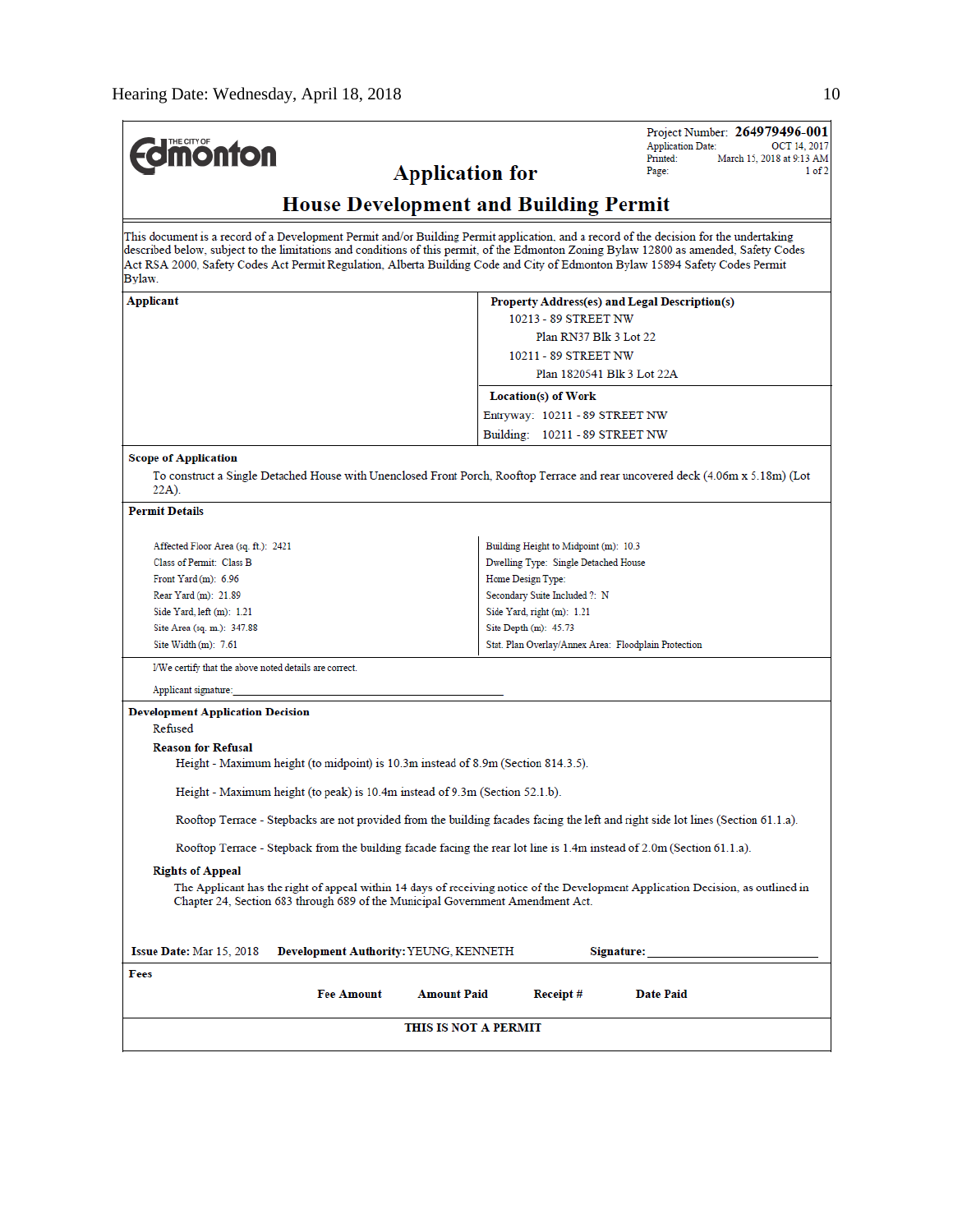Project Number: **264979496-001**
Application Date: OCT 14, 2017
Printed: March 15, 2018 at 9:13 AM
Page: 1 of 2

# Application for

# House Development and Building Permit

This document is a record of a Development Permit and/or Building Permit application, and a record of the decision for the undertaking described below, subject to the limitations and conditions of this permit, of the Edmonton Zoning Bylaw 12800 as amended, Safety Codes Act RSA 2000, Safety Codes Act Permit Regulation, Alberta Building Code and City of Edmonton Bylaw 15894 Safety Codes Permit Bylaw.

**Applicant**

**Property Address(es) and Legal Description(s)**

10213 - 89 STREET NW
Plan RN37 Blk 3 Lot 22

10211 - 89 STREET NW
Plan 1820541 Blk 3 Lot 22A

**Location(s) of Work**

Entryway: 10211 - 89 STREET NW
Building: 10211 - 89 STREET NW

**Scope of Application**

To construct a Single Detached House with Unenclosed Front Porch, Rooftop Terrace and rear uncovered deck (4.06m x 5.18m) (Lot 22A).

**Permit Details**

| | |
|---|---|
| Affected Floor Area (sq. ft.): 2421 | Building Height to Midpoint (m): 10.3 |
| Class of Permit: Class B | Dwelling Type: Single Detached House |
| Front Yard (m): 6.96 | Home Design Type: |
| Rear Yard (m): 21.89 | Secondary Suite Included ?: N |
| Side Yard, left (m): 1.21 | Side Yard, right (m): 1.21 |
| Site Area (sq. m.): 347.88 | Site Depth (m): 45.73 |
| Site Width (m): 7.61 | Stat. Plan Overlay/Annex Area: Floodplain Protection |

I/We certify that the above noted details are correct.

Applicant signature:______________________________

**Development Application Decision**

Refused

**Reason for Refusal**

Height - Maximum height (to midpoint) is 10.3m instead of 8.9m (Section 814.3.5).

Height - Maximum height (to peak) is 10.4m instead of 9.3m (Section 52.1.b).

Rooftop Terrace - Stepbacks are not provided from the building facades facing the left and right side lot lines (Section 61.1.a).

Rooftop Terrace - Stepback from the building facade facing the rear lot line is 1.4m instead of 2.0m (Section 61.1.a).

**Rights of Appeal**

The Applicant has the right of appeal within 14 days of receiving notice of the Development Application Decision, as outlined in Chapter 24, Section 683 through 689 of the Municipal Government Amendment Act.

**Issue Date:** Mar 15, 2018 **Development Authority:** YEUNG, KENNETH **Signature:**______________________

**Fees**

| Fee Amount | Amount Paid | Receipt # | Date Paid |
|---|---|---|---|

**THIS IS NOT A PERMIT**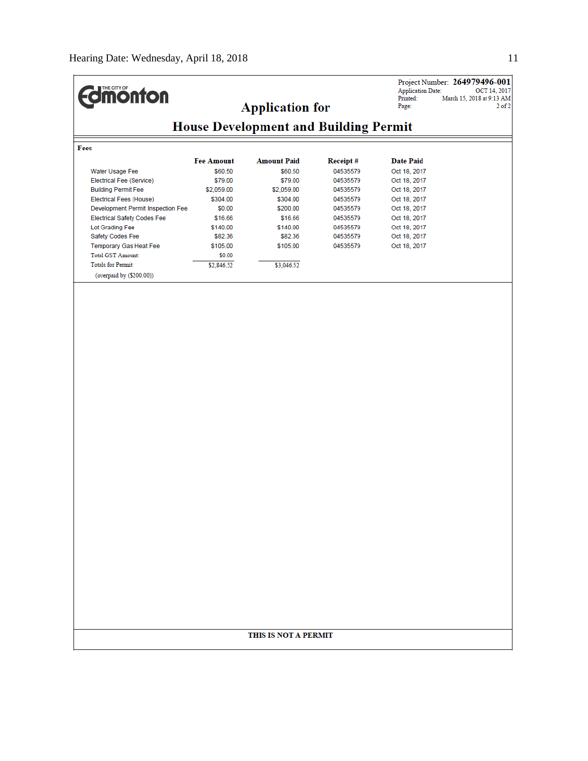THE CITY OF Edmonton

Project Number: **264979496-001**
Application Date: OCT 14, 2017
Printed: March 15, 2018 at 9:13 AM
Page: 2 of 2

## Application for

## House Development and Building Permit

**Fees**

| | Fee Amount | Amount Paid | Receipt # | Date Paid |
|---|---|---|---|---|
| Water Usage Fee | $60.50 | $60.50 | 04535579 | Oct 18, 2017 |
| Electrical Fee (Service) | $79.00 | $79.00 | 04535579 | Oct 18, 2017 |
| Building Permit Fee | $2,059.00 | $2,059.00 | 04535579 | Oct 18, 2017 |
| Electrical Fees (House) | $304.00 | $304.00 | 04535579 | Oct 18, 2017 |
| Development Permit Inspection Fee | $0.00 | $200.00 | 04535579 | Oct 18, 2017 |
| Electrical Safety Codes Fee | $16.66 | $16.66 | 04535579 | Oct 18, 2017 |
| Lot Grading Fee | $140.00 | $140.00 | 04535579 | Oct 18, 2017 |
| Safety Codes Fee | $82.36 | $82.36 | 04535579 | Oct 18, 2017 |
| Temporary Gas Heat Fee | $105.00 | $105.00 | 04535579 | Oct 18, 2017 |
| Total GST Amount: | $0.00 | | | |
| Totals for Permit: | $2,846.52 | $3,046.52 | | |
| (overpaid by ($200.00)) | | | | |

**THIS IS NOT A PERMIT**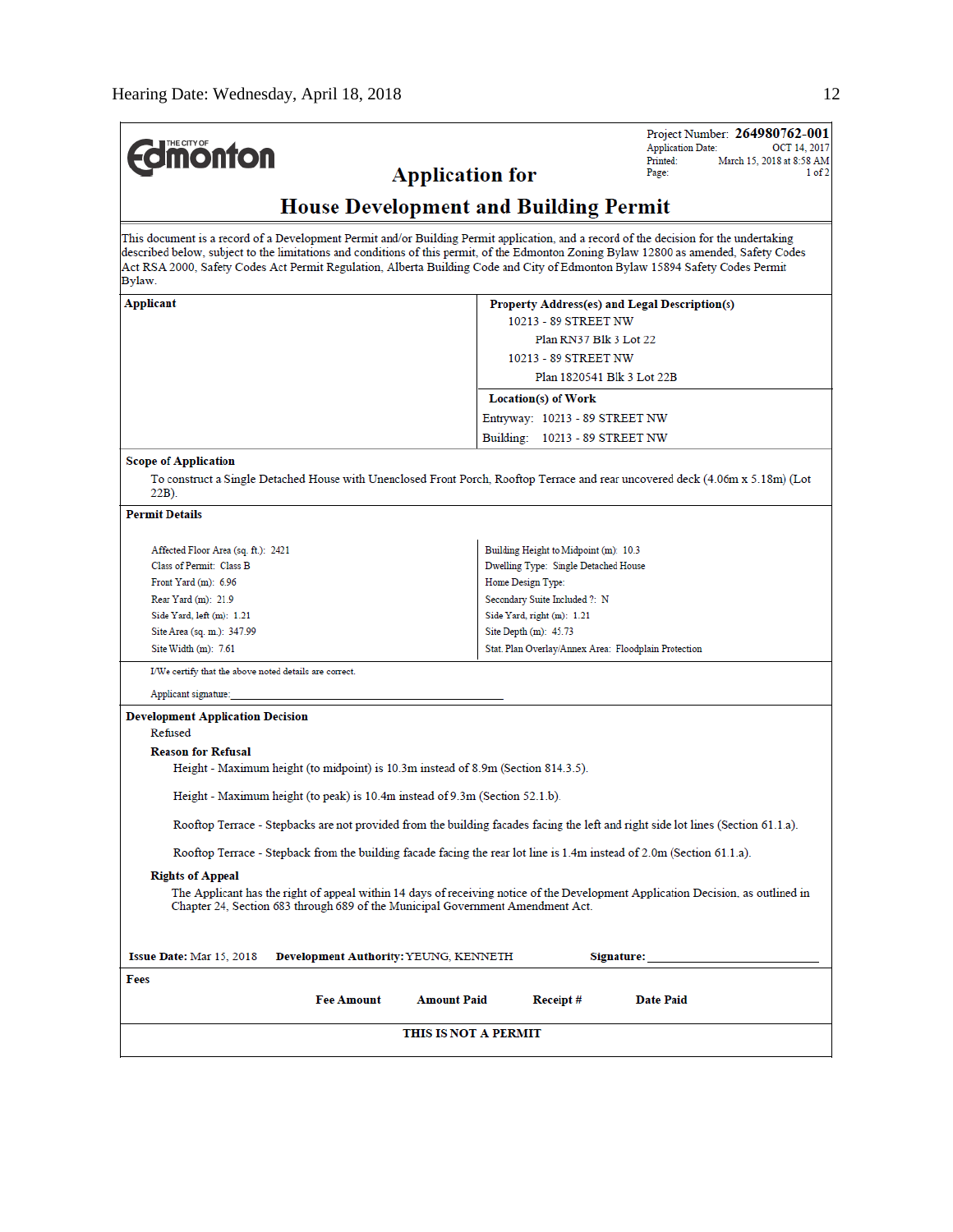THE CITY OF **Edmonton**

Project Number: **264980762-001**
Application Date: OCT 14, 2017
Printed: March 15, 2018 at 8:58 AM
Page: 1 of 2

# Application for

# House Development and Building Permit

This document is a record of a Development Permit and/or Building Permit application, and a record of the decision for the undertaking described below, subject to the limitations and conditions of this permit, of the Edmonton Zoning Bylaw 12800 as amended, Safety Codes Act RSA 2000, Safety Codes Act Permit Regulation, Alberta Building Code and City of Edmonton Bylaw 15894 Safety Codes Permit Bylaw.

| Applicant | Property Address(es) and Legal Description(s) |
|---|---|
| | 10213 - 89 STREET NW<br>Plan RN37 Blk 3 Lot 22<br>10213 - 89 STREET NW<br>Plan 1820541 Blk 3 Lot 22B |
| | **Location(s) of Work**<br>Entryway: 10213 - 89 STREET NW<br>Building: 10213 - 89 STREET NW |

**Scope of Application**

To construct a Single Detached House with Unenclosed Front Porch, Rooftop Terrace and rear uncovered deck (4.06m x 5.18m) (Lot 22B).

**Permit Details**

| | |
|---|---|
| Affected Floor Area (sq. ft.): 2421 | Building Height to Midpoint (m): 10.3 |
| Class of Permit: Class B | Dwelling Type: Single Detached House |
| Front Yard (m): 6.96 | Home Design Type: |
| Rear Yard (m): 21.9 | Secondary Suite Included ?: N |
| Side Yard, left (m): 1.21 | Side Yard, right (m): 1.21 |
| Site Area (sq. m.): 347.99 | Site Depth (m): 45.73 |
| Site Width (m): 7.61 | Stat. Plan Overlay/Annex Area: Floodplain Protection |

I/We certify that the above noted details are correct.

Applicant signature: ______________________________

**Development Application Decision**

Refused

**Reason for Refusal**

Height - Maximum height (to midpoint) is 10.3m instead of 8.9m (Section 814.3.5).

Height - Maximum height (to peak) is 10.4m instead of 9.3m (Section 52.1.b).

Rooftop Terrace - Stepbacks are not provided from the building facades facing the left and right side lot lines (Section 61.1.a).

Rooftop Terrace - Stepback from the building facade facing the rear lot line is 1.4m instead of 2.0m (Section 61.1.a).

**Rights of Appeal**

The Applicant has the right of appeal within 14 days of receiving notice of the Development Application Decision, as outlined in Chapter 24, Section 683 through 689 of the Municipal Government Amendment Act.

**Issue Date:** Mar 15, 2018 **Development Authority:** YEUNG, KENNETH **Signature:** ______________________

**Fees**

| Fee Amount | Amount Paid | Receipt # | Date Paid |
|---|---|---|---|

**THIS IS NOT A PERMIT**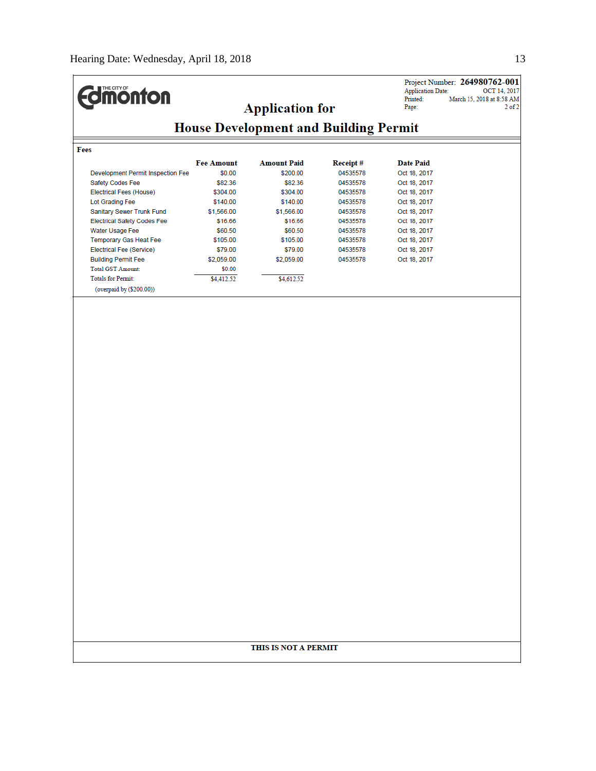THE CITY OF Edmonton

Project Number: **264980762-001**
Application Date: OCT 14, 2017
Printed: March 15, 2018 at 8:58 AM
Page: 2 of 2

## Application for

## House Development and Building Permit

**Fees**

| | Fee Amount | Amount Paid | Receipt # | Date Paid |
|---|---|---|---|---|
| Development Permit Inspection Fee | $0.00 | $200.00 | 04535578 | Oct 18, 2017 |
| Safety Codes Fee | $82.36 | $82.36 | 04535578 | Oct 18, 2017 |
| Electrical Fees (House) | $304.00 | $304.00 | 04535578 | Oct 18, 2017 |
| Lot Grading Fee | $140.00 | $140.00 | 04535578 | Oct 18, 2017 |
| Sanitary Sewer Trunk Fund | $1,566.00 | $1,566.00 | 04535578 | Oct 18, 2017 |
| Electrical Safety Codes Fee | $16.66 | $16.66 | 04535578 | Oct 18, 2017 |
| Water Usage Fee | $60.50 | $60.50 | 04535578 | Oct 18, 2017 |
| Temporary Gas Heat Fee | $105.00 | $105.00 | 04535578 | Oct 18, 2017 |
| Electrical Fee (Service) | $79.00 | $79.00 | 04535578 | Oct 18, 2017 |
| Building Permit Fee | $2,059.00 | $2,059.00 | 04535578 | Oct 18, 2017 |
| Total GST Amount: | $0.00 | | | |
| Totals for Permit: | $4,412.52 | $4,612.52 | | |
| (overpaid by ($200.00)) | | | | |

**THIS IS NOT A PERMIT**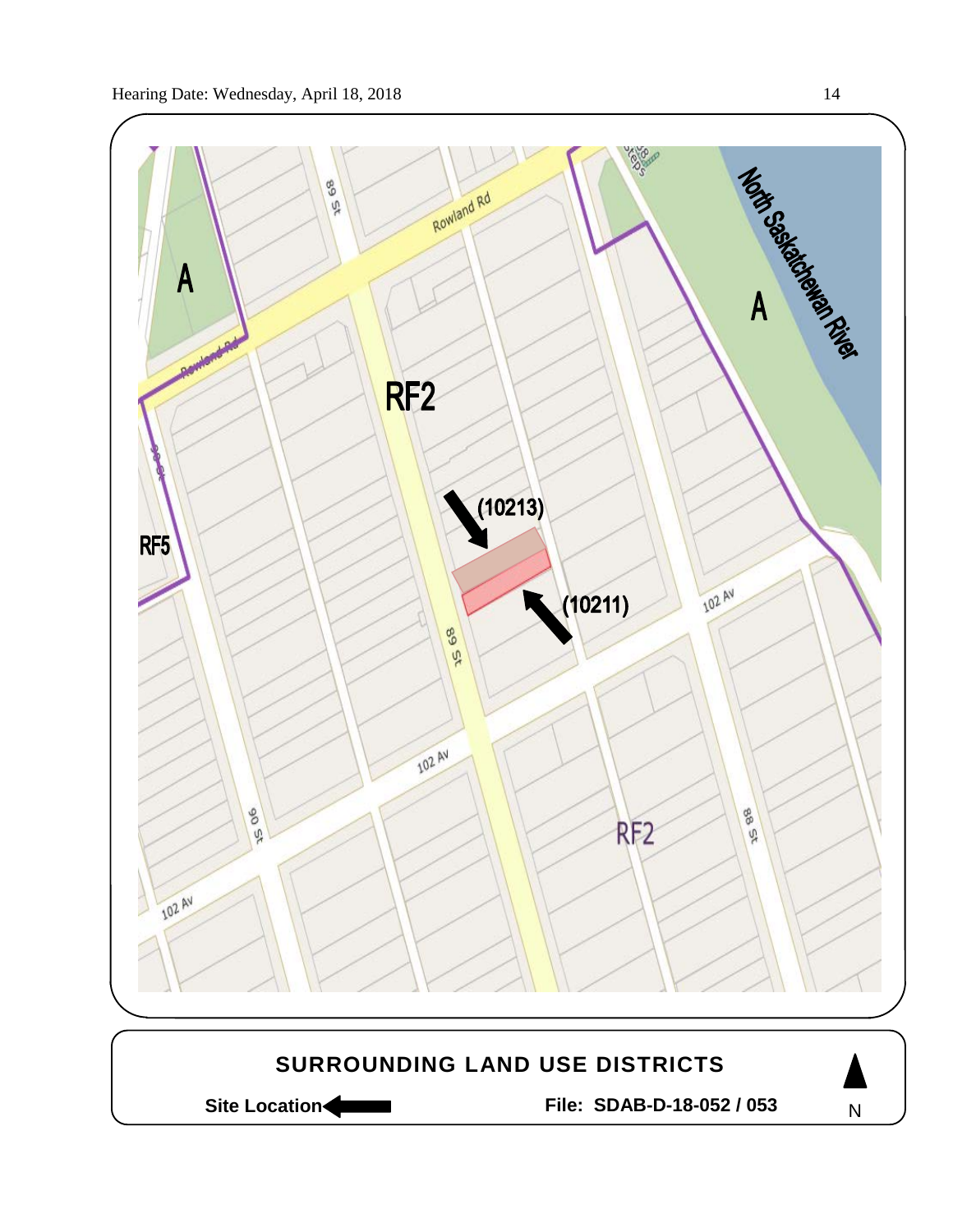A

RF2

A

North Saskatchewan River

RF5

(10213)

(10211)

Rowland Rd

89 St

90 St

88 St

102 Av

RF2

**SURROUNDING LAND USE DISTRICTS**

**Site Location** ←

**File: SDAB-D-18-052 / 053**

N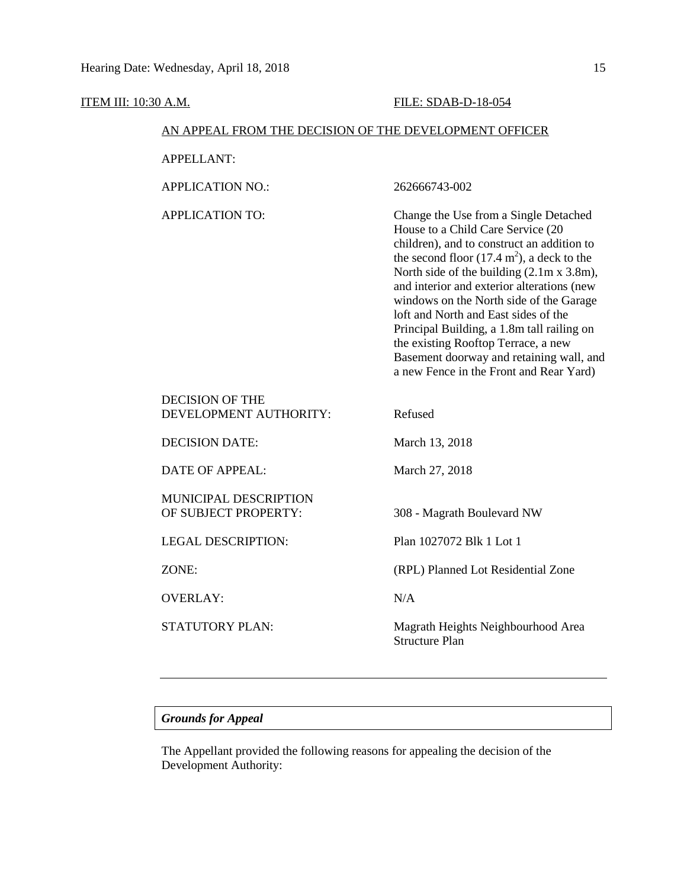ITEM III: 10:30 A.M. FILE: SDAB-D-18-054

AN APPEAL FROM THE DECISION OF THE DEVELOPMENT OFFICER

| | |
|---|---|
| APPELLANT: | |
| APPLICATION NO.: | 262666743-002 |
| APPLICATION TO: | Change the Use from a Single Detached House to a Child Care Service (20 children), and to construct an addition to the second floor (17.4 $m^2$), a deck to the North side of the building (2.1m x 3.8m), and interior and exterior alterations (new windows on the North side of the Garage loft and North and East sides of the Principal Building, a 1.8m tall railing on the existing Rooftop Terrace, a new Basement doorway and retaining wall, and a new Fence in the Front and Rear Yard) |
| DECISION OF THE DEVELOPMENT AUTHORITY: | Refused |
| DECISION DATE: | March 13, 2018 |
| DATE OF APPEAL: | March 27, 2018 |
| MUNICIPAL DESCRIPTION OF SUBJECT PROPERTY: | 308 - Magrath Boulevard NW |
| LEGAL DESCRIPTION: | Plan 1027072 Blk 1 Lot 1 |
| ZONE: | (RPL) Planned Lot Residential Zone |
| OVERLAY: | N/A |
| STATUTORY PLAN: | Magrath Heights Neighbourhood Area Structure Plan |

---

***Grounds for Appeal***

The Appellant provided the following reasons for appealing the decision of the Development Authority: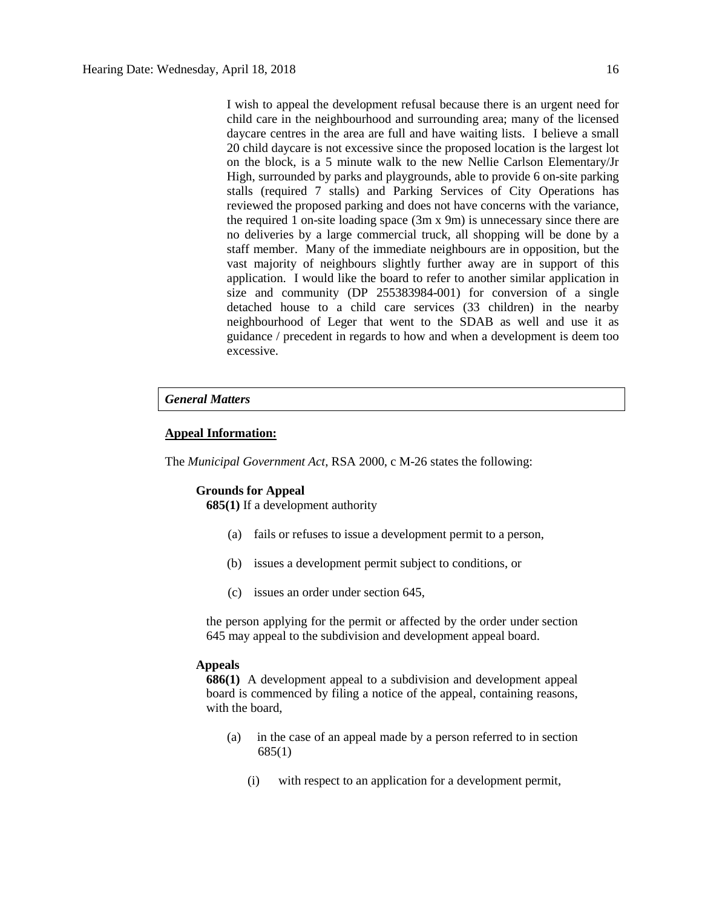> I wish to appeal the development refusal because there is an urgent need for child care in the neighbourhood and surrounding area; many of the licensed daycare centres in the area are full and have waiting lists. I believe a small 20 child daycare is not excessive since the proposed location is the largest lot on the block, is a 5 minute walk to the new Nellie Carlson Elementary/Jr High, surrounded by parks and playgrounds, able to provide 6 on-site parking stalls (required 7 stalls) and Parking Services of City Operations has reviewed the proposed parking and does not have concerns with the variance, the required 1 on-site loading space (3m x 9m) is unnecessary since there are no deliveries by a large commercial truck, all shopping will be done by a staff member. Many of the immediate neighbours are in opposition, but the vast majority of neighbours slightly further away are in support of this application. I would like the board to refer to another similar application in size and community (DP 255383984-001) for conversion of a single detached house to a child care services (33 children) in the nearby neighbourhood of Leger that went to the SDAB as well and use it as guidance / precedent in regards to how and when a development is deem too excessive.

## *General Matters*

**Appeal Information:**

The *Municipal Government Act*, RSA 2000, c M-26 states the following:

**Grounds for Appeal**

**685(1)** If a development authority

- (a) fails or refuses to issue a development permit to a person,
- (b) issues a development permit subject to conditions, or
- (c) issues an order under section 645,

the person applying for the permit or affected by the order under section 645 may appeal to the subdivision and development appeal board.

**Appeals**

**686(1)** A development appeal to a subdivision and development appeal board is commenced by filing a notice of the appeal, containing reasons, with the board,

- (a) in the case of an appeal made by a person referred to in section 685(1)
  - (i) with respect to an application for a development permit,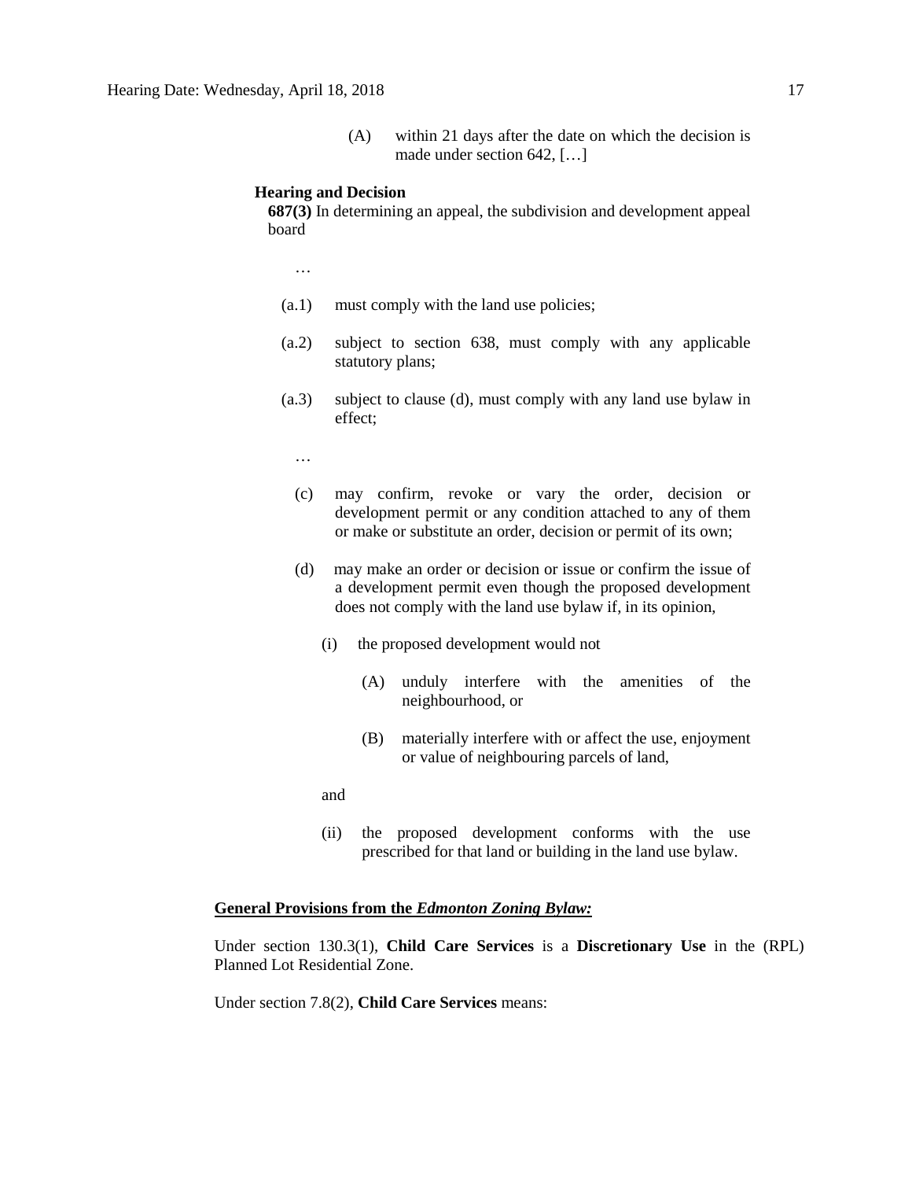(A) within 21 days after the date on which the decision is made under section 642, […]

**Hearing and Decision**

**687(3)** In determining an appeal, the subdivision and development appeal board

…

(a.1) must comply with the land use policies;

(a.2) subject to section 638, must comply with any applicable statutory plans;

(a.3) subject to clause (d), must comply with any land use bylaw in effect;

…

(c) may confirm, revoke or vary the order, decision or development permit or any condition attached to any of them or make or substitute an order, decision or permit of its own;

(d) may make an order or decision or issue or confirm the issue of a development permit even though the proposed development does not comply with the land use bylaw if, in its opinion,

(i) the proposed development would not

(A) unduly interfere with the amenities of the neighbourhood, or

(B) materially interfere with or affect the use, enjoyment or value of neighbouring parcels of land,

and

(ii) the proposed development conforms with the use prescribed for that land or building in the land use bylaw.

**General Provisions from the *Edmonton Zoning Bylaw:***

Under section 130.3(1), **Child Care Services** is a **Discretionary Use** in the (RPL) Planned Lot Residential Zone.

Under section 7.8(2), **Child Care Services** means: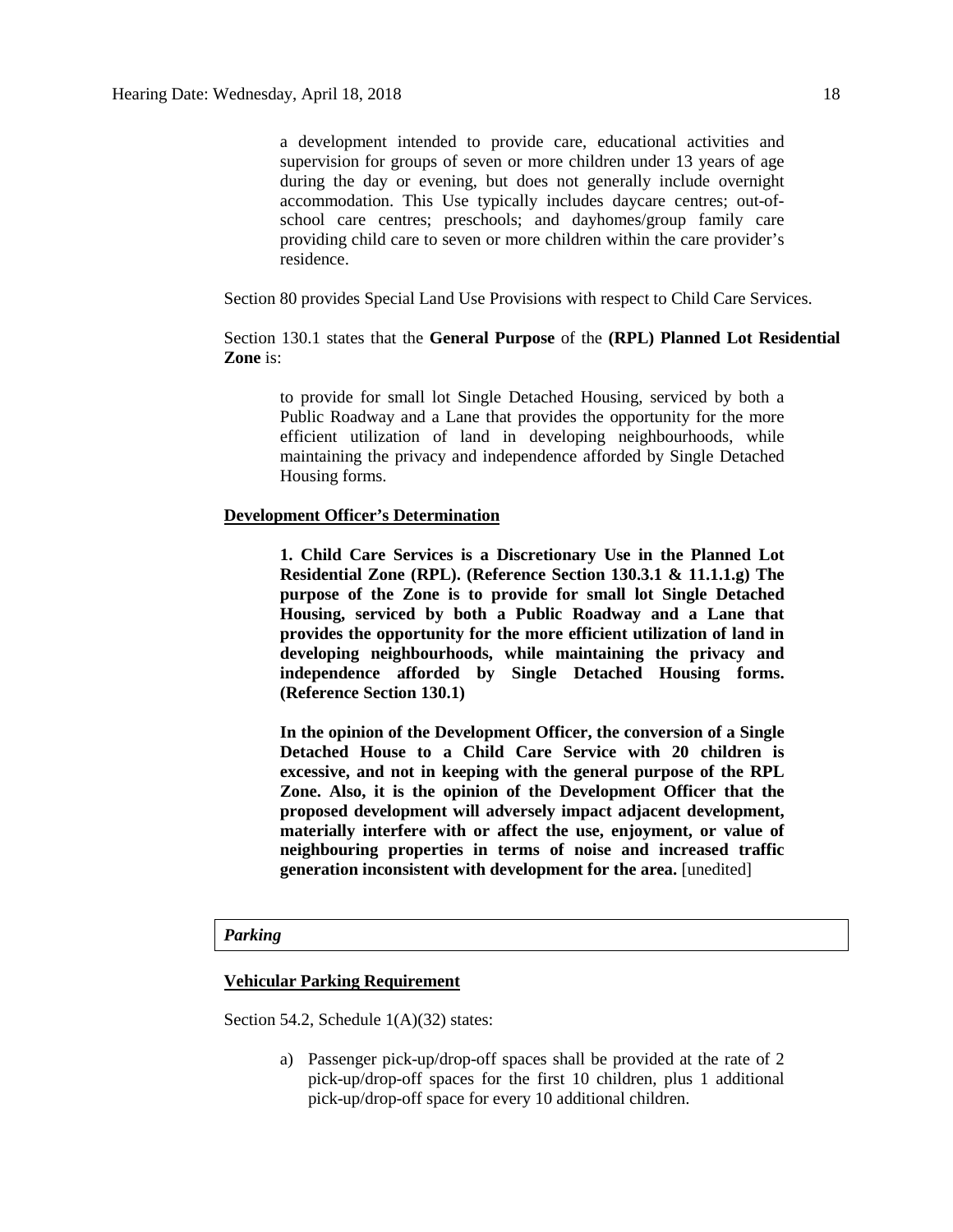a development intended to provide care, educational activities and supervision for groups of seven or more children under 13 years of age during the day or evening, but does not generally include overnight accommodation. This Use typically includes daycare centres; out-of-school care centres; preschools; and dayhomes/group family care providing child care to seven or more children within the care provider's residence.

Section 80 provides Special Land Use Provisions with respect to Child Care Services.

Section 130.1 states that the **General Purpose** of the **(RPL) Planned Lot Residential Zone** is:

> to provide for small lot Single Detached Housing, serviced by both a Public Roadway and a Lane that provides the opportunity for the more efficient utilization of land in developing neighbourhoods, while maintaining the privacy and independence afforded by Single Detached Housing forms.

**Development Officer's Determination**

> **1. Child Care Services is a Discretionary Use in the Planned Lot Residential Zone (RPL). (Reference Section 130.3.1 & 11.1.1.g) The purpose of the Zone is to provide for small lot Single Detached Housing, serviced by both a Public Roadway and a Lane that provides the opportunity for the more efficient utilization of land in developing neighbourhoods, while maintaining the privacy and independence afforded by Single Detached Housing forms. (Reference Section 130.1)**
>
> **In the opinion of the Development Officer, the conversion of a Single Detached House to a Child Care Service with 20 children is excessive, and not in keeping with the general purpose of the RPL Zone. Also, it is the opinion of the Development Officer that the proposed development will adversely impact adjacent development, materially interfere with or affect the use, enjoyment, or value of neighbouring properties in terms of noise and increased traffic generation inconsistent with development for the area.** [unedited]

***Parking***

**Vehicular Parking Requirement**

Section 54.2, Schedule 1(A)(32) states:

a) Passenger pick-up/drop-off spaces shall be provided at the rate of 2 pick-up/drop-off spaces for the first 10 children, plus 1 additional pick-up/drop-off space for every 10 additional children.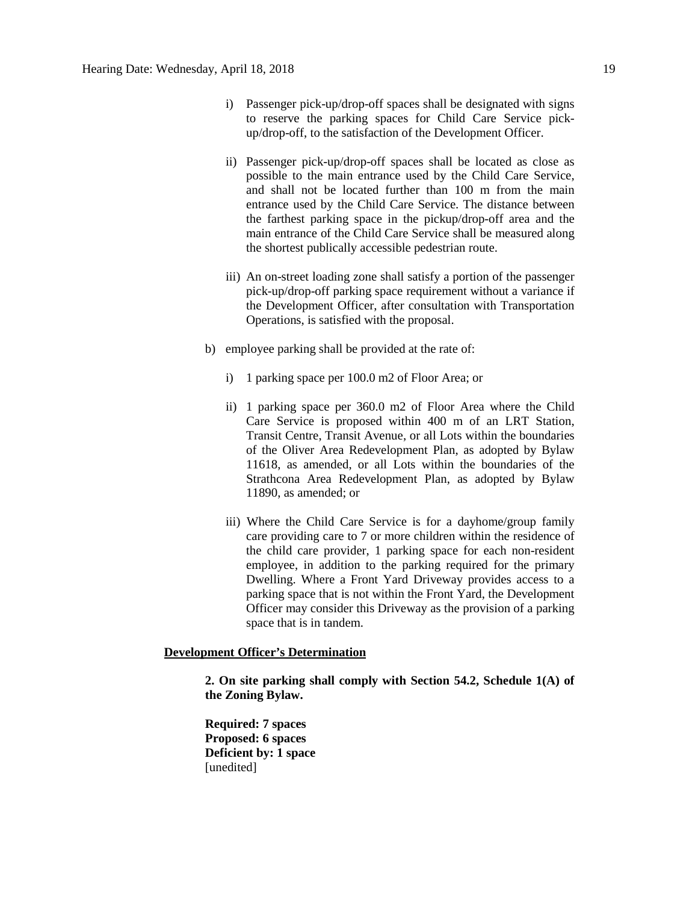i) Passenger pick-up/drop-off spaces shall be designated with signs to reserve the parking spaces for Child Care Service pick-up/drop-off, to the satisfaction of the Development Officer.

ii) Passenger pick-up/drop-off spaces shall be located as close as possible to the main entrance used by the Child Care Service, and shall not be located further than 100 m from the main entrance used by the Child Care Service. The distance between the farthest parking space in the pickup/drop-off area and the main entrance of the Child Care Service shall be measured along the shortest publically accessible pedestrian route.

iii) An on-street loading zone shall satisfy a portion of the passenger pick-up/drop-off parking space requirement without a variance if the Development Officer, after consultation with Transportation Operations, is satisfied with the proposal.

b) employee parking shall be provided at the rate of:

i) 1 parking space per 100.0 m2 of Floor Area; or

ii) 1 parking space per 360.0 m2 of Floor Area where the Child Care Service is proposed within 400 m of an LRT Station, Transit Centre, Transit Avenue, or all Lots within the boundaries of the Oliver Area Redevelopment Plan, as adopted by Bylaw 11618, as amended, or all Lots within the boundaries of the Strathcona Area Redevelopment Plan, as adopted by Bylaw 11890, as amended; or

iii) Where the Child Care Service is for a dayhome/group family care providing care to 7 or more children within the residence of the child care provider, 1 parking space for each non-resident employee, in addition to the parking required for the primary Dwelling. Where a Front Yard Driveway provides access to a parking space that is not within the Front Yard, the Development Officer may consider this Driveway as the provision of a parking space that is in tandem.

**Development Officer's Determination**

**2. On site parking shall comply with Section 54.2, Schedule 1(A) of the Zoning Bylaw.**

**Required: 7 spaces**
**Proposed: 6 spaces**
**Deficient by: 1 space**
[unedited]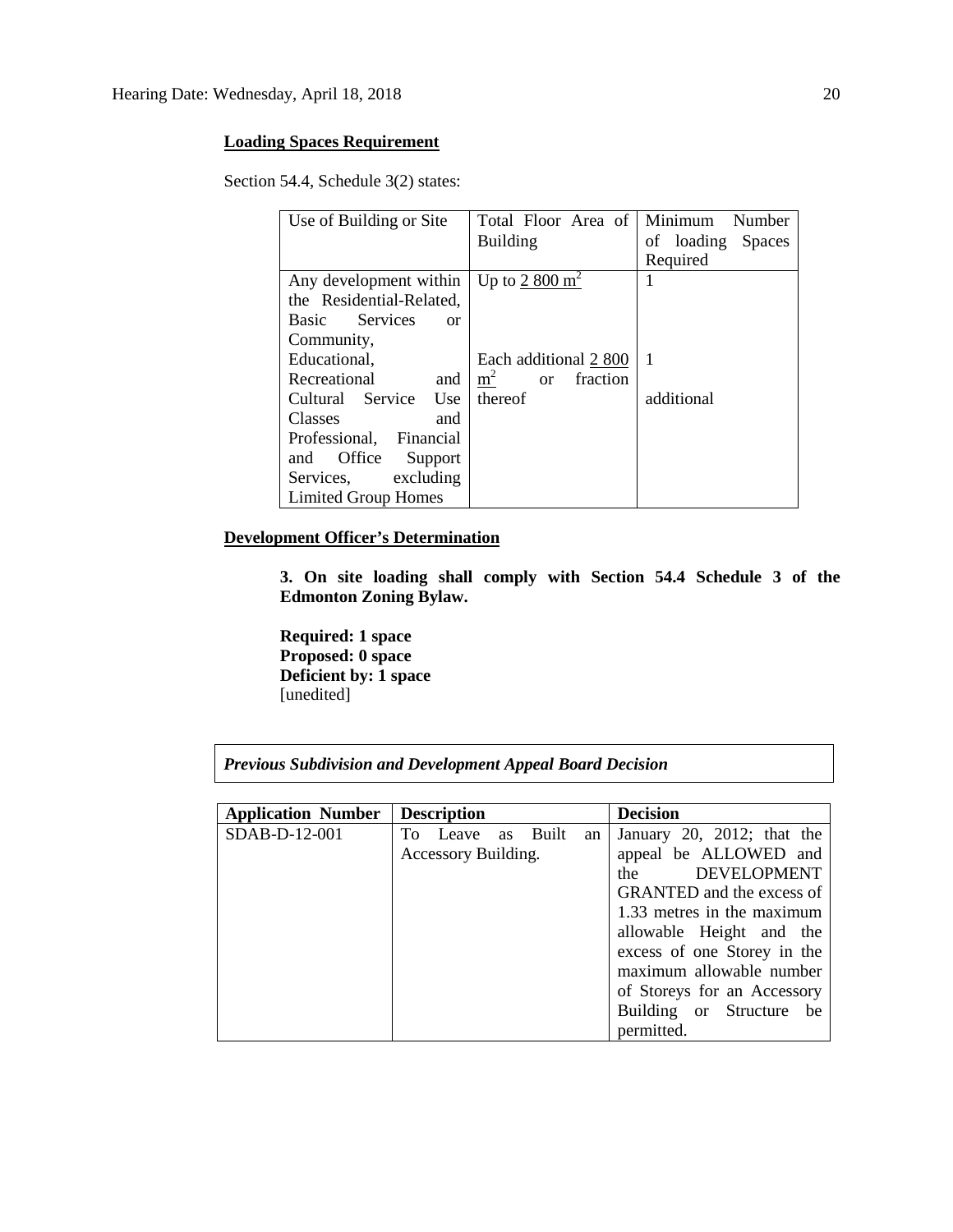**Loading Spaces Requirement**

Section 54.4, Schedule 3(2) states:

| Use of Building or Site | Total Floor Area of Building | Minimum Number of loading Spaces Required |
|---|---|---|
| Any development within the Residential-Related, Basic Services or Community, Educational, Recreational and Cultural Service Use Classes and Professional, Financial and Office Support Services, excluding Limited Group Homes | Up to 2 800 $m^2$<br><br>Each additional 2 800 $m^2$ or fraction thereof | 1<br><br>1 additional |

**Development Officer's Determination**

**3. On site loading shall comply with Section 54.4 Schedule 3 of the Edmonton Zoning Bylaw.**

**Required: 1 space**
**Proposed: 0 space**
**Deficient by: 1 space**
[unedited]

***Previous Subdivision and Development Appeal Board Decision***

| **Application Number** | **Description** | **Decision** |
|---|---|---|
| SDAB-D-12-001 | To Leave as Built an Accessory Building. | January 20, 2012; that the appeal be ALLOWED and the DEVELOPMENT GRANTED and the excess of 1.33 metres in the maximum allowable Height and the excess of one Storey in the maximum allowable number of Storeys for an Accessory Building or Structure be permitted. |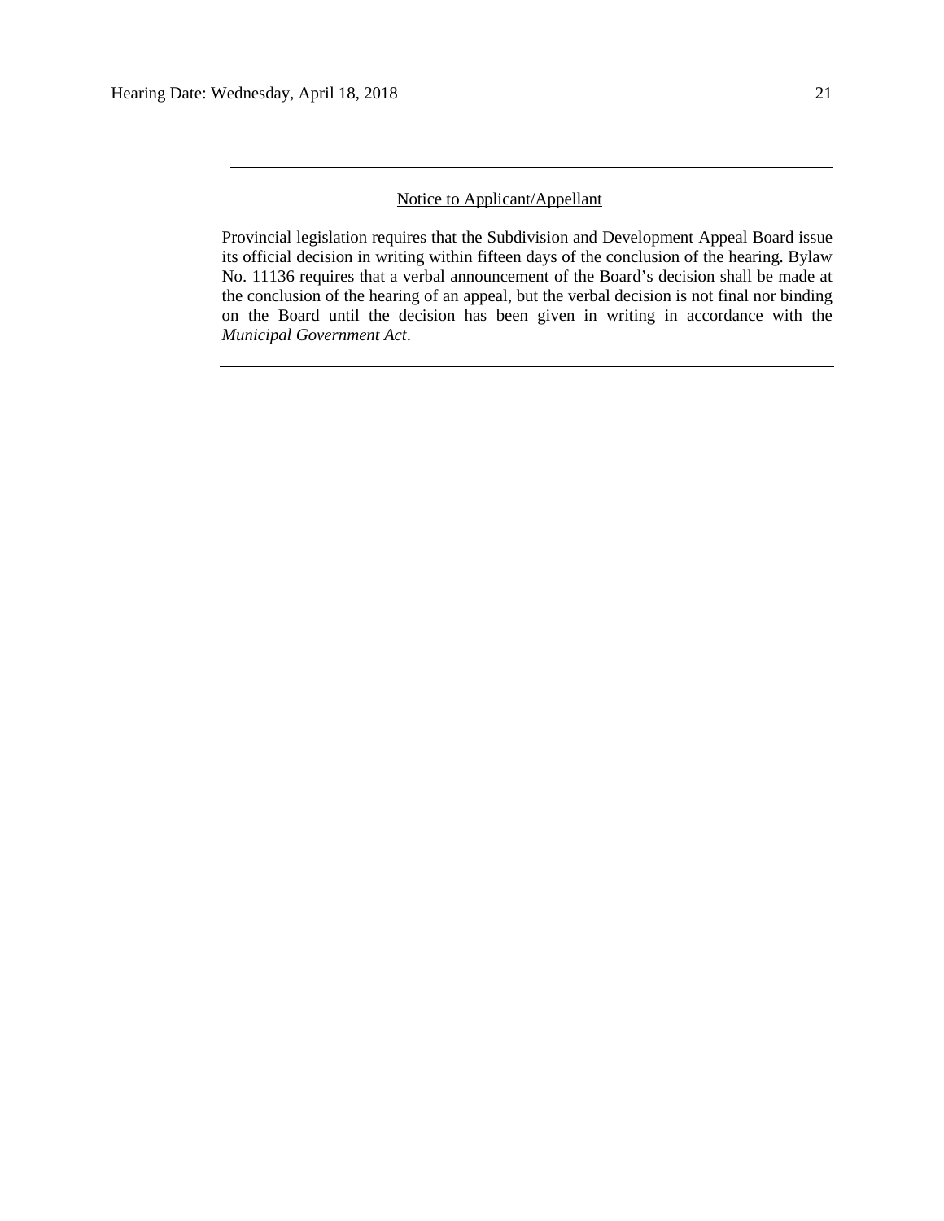---

Notice to Applicant/Appellant

Provincial legislation requires that the Subdivision and Development Appeal Board issue its official decision in writing within fifteen days of the conclusion of the hearing. Bylaw No. 11136 requires that a verbal announcement of the Board's decision shall be made at the conclusion of the hearing of an appeal, but the verbal decision is not final nor binding on the Board until the decision has been given in writing in accordance with the *Municipal Government Act*.

---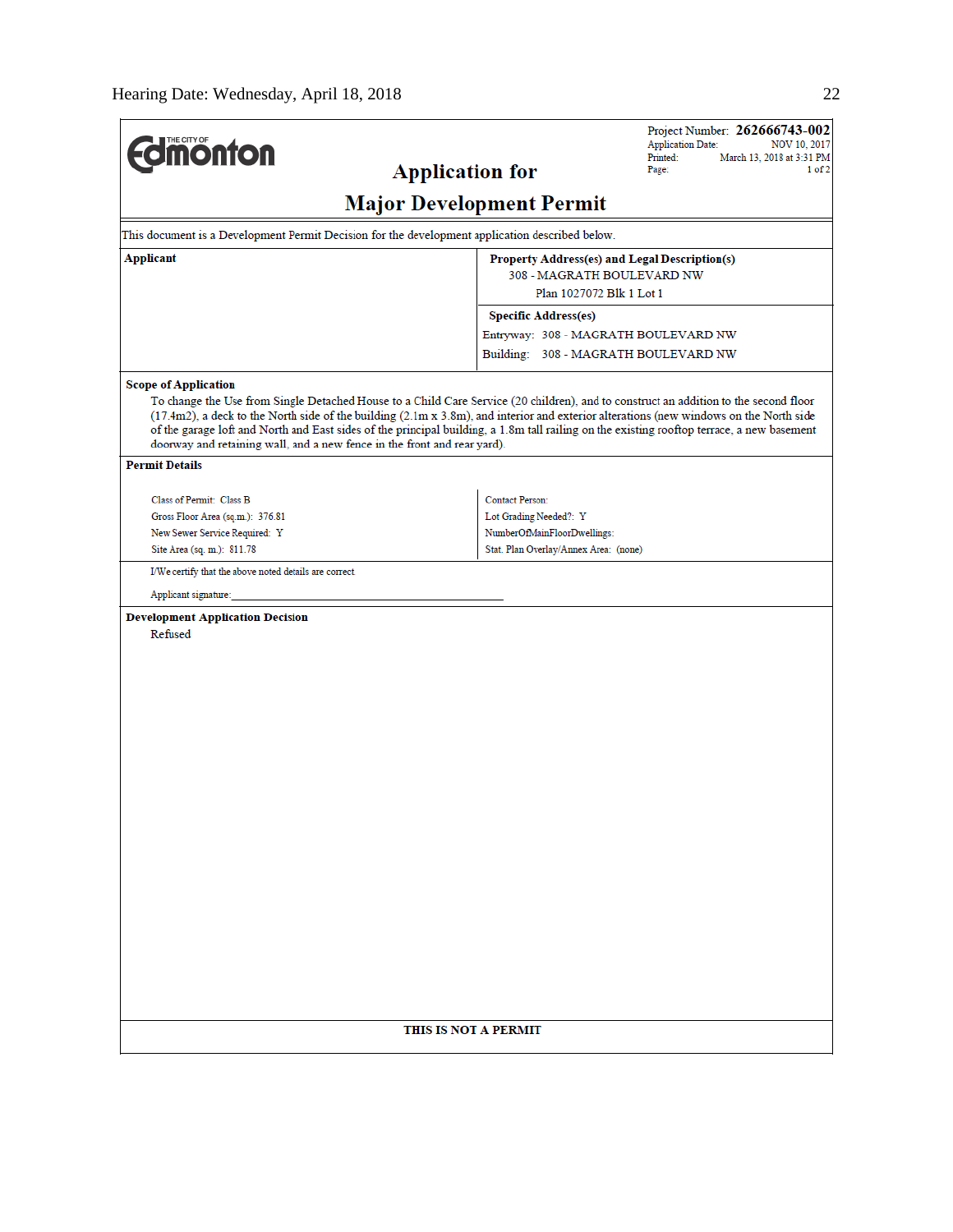THE CITY OF Edmonton

Project Number: **262666743-002**
Application Date: NOV 10, 2017
Printed: March 13, 2018 at 3:31 PM
Page: 1 of 2

# Application for
# Major Development Permit

This document is a Development Permit Decision for the development application described below.

| **Applicant** | **Property Address(es) and Legal Description(s)** |
|---|---|
| | 308 - MAGRATH BOULEVARD NW<br>Plan 1027072 Blk 1 Lot 1 |
| | **Specific Address(es)** |
| | Entryway: 308 - MAGRATH BOULEVARD NW<br>Building: 308 - MAGRATH BOULEVARD NW |

**Scope of Application**

To change the Use from Single Detached House to a Child Care Service (20 children), and to construct an addition to the second floor (17.4m2), a deck to the North side of the building (2.1m x 3.8m), and interior and exterior alterations (new windows on the North side of the garage loft and North and East sides of the principal building, a 1.8m tall railing on the existing rooftop terrace, a new basement doorway and retaining wall, and a new fence in the front and rear yard).

**Permit Details**

| | |
|---|---|
| Class of Permit: Class B | Contact Person: |
| Gross Floor Area (sq.m.): 376.81 | Lot Grading Needed?: Y |
| New Sewer Service Required: Y | NumberOfMainFloorDwellings: |
| Site Area (sq. m.): 811.78 | Stat. Plan Overlay/Annex Area: (none) |

I/We certify that the above noted details are correct.

Applicant signature:_______________________________________

**Development Application Decision**

Refused

**THIS IS NOT A PERMIT**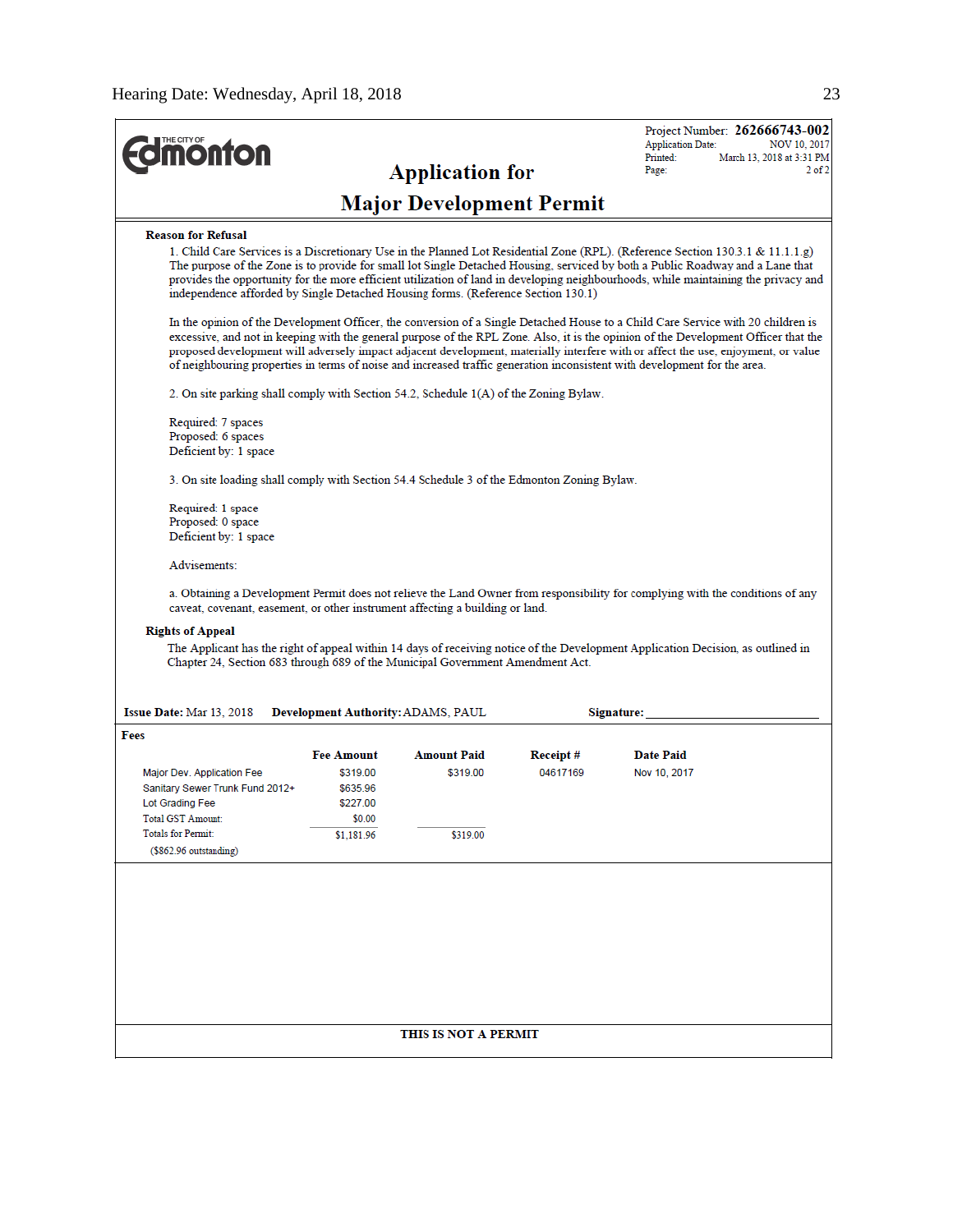**THE CITY OF Edmonton**

# Application for Major Development Permit

Project Number: **262666743-002**
Application Date: NOV 10, 2017
Printed: March 13, 2018 at 3:31 PM
Page: 2 of 2

**Reason for Refusal**

1. Child Care Services is a Discretionary Use in the Planned Lot Residential Zone (RPL). (Reference Section 130.3.1 & 11.1.1.g) The purpose of the Zone is to provide for small lot Single Detached Housing, serviced by both a Public Roadway and a Lane that provides the opportunity for the more efficient utilization of land in developing neighbourhoods, while maintaining the privacy and independence afforded by Single Detached Housing forms. (Reference Section 130.1)

In the opinion of the Development Officer, the conversion of a Single Detached House to a Child Care Service with 20 children is excessive, and not in keeping with the general purpose of the RPL Zone. Also, it is the opinion of the Development Officer that the proposed development will adversely impact adjacent development, materially interfere with or affect the use, enjoyment, or value of neighbouring properties in terms of noise and increased traffic generation inconsistent with development for the area.

2. On site parking shall comply with Section 54.2, Schedule 1(A) of the Zoning Bylaw.

Required: 7 spaces
Proposed: 6 spaces
Deficient by: 1 space

3. On site loading shall comply with Section 54.4 Schedule 3 of the Edmonton Zoning Bylaw.

Required: 1 space
Proposed: 0 space
Deficient by: 1 space

Advisements:

a. Obtaining a Development Permit does not relieve the Land Owner from responsibility for complying with the conditions of any caveat, covenant, easement, or other instrument affecting a building or land.

**Rights of Appeal**

The Applicant has the right of appeal within 14 days of receiving notice of the Development Application Decision, as outlined in Chapter 24, Section 683 through 689 of the Municipal Government Amendment Act.

**Issue Date:** Mar 13, 2018 **Development Authority:** ADAMS, PAUL **Signature:** ______________________

**Fees**

| | Fee Amount | Amount Paid | Receipt # | Date Paid |
|---|---|---|---|---|
| Major Dev. Application Fee | $319.00 | $319.00 | 04617169 | Nov 10, 2017 |
| Sanitary Sewer Trunk Fund 2012+ | $635.96 | | | |
| Lot Grading Fee | $227.00 | | | |
| Total GST Amount: | $0.00 | | | |
| Totals for Permit: | $1,181.96 | $319.00 | | |
| ($862.96 outstanding) | | | | |

**THIS IS NOT A PERMIT**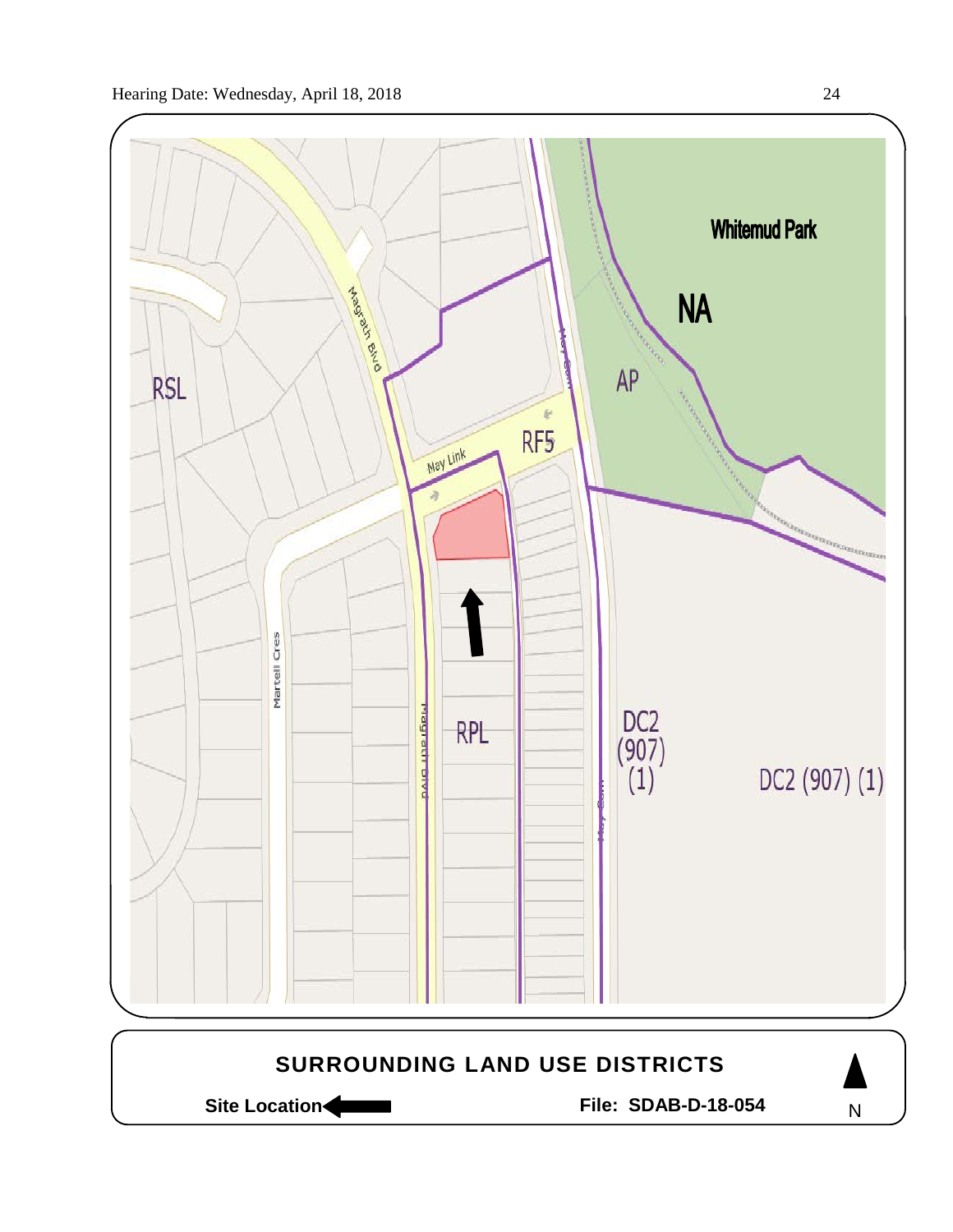Whitemud Park

NA

AP

RSL

Magrath Blvd

May Link

RF5

May Comm

Martell Cres

Magrath Blvd

RPL

DC2
(907)
(1)

DC2 (907) (1)

May Comm

**SURROUNDING LAND USE DISTRICTS**

**Site Location**

**File: SDAB-D-18-054**

N